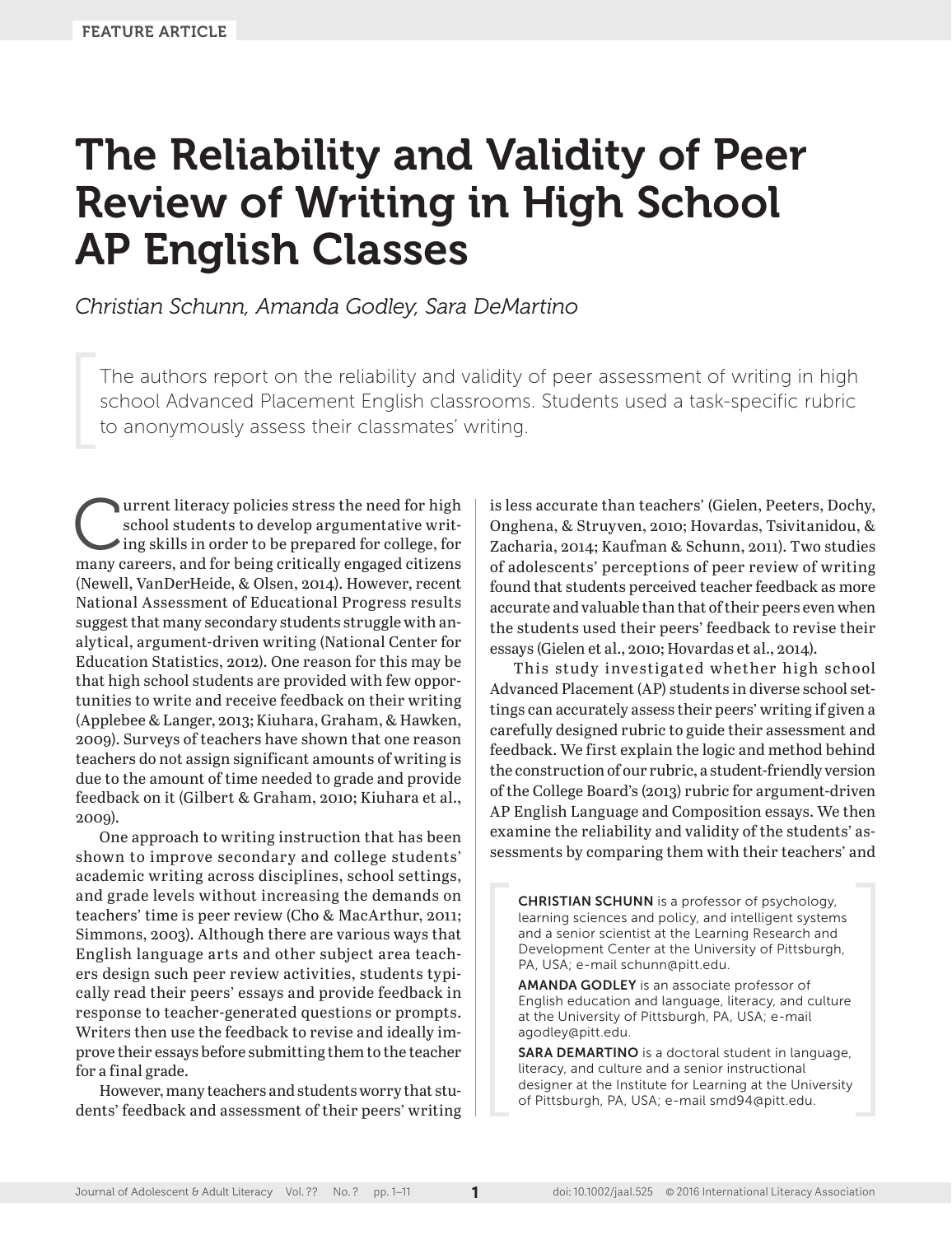FEATURE ARTICLE

# The Reliability and Validity of Peer Review of Writing in High School AP English Classes

*Christian Schunn, Amanda Godley, Sara DeMartino*

The authors report on the reliability and validity of peer assessment of writing in high school Advanced Placement English classrooms. Students used a task-specific rubric to anonymously assess their classmates' writing.

Current literacy policies stress the need for high school students to develop argumentative writing skills in order to be prepared for college, for many careers, and for being critically engaged citizens (Newell, VanDerHeide, & Olsen, 2014). However, recent National Assessment of Educational Progress results suggest that many secondary students struggle with analytical, argument-driven writing (National Center for Education Statistics, 2012). One reason for this may be that high school students are provided with few opportunities to write and receive feedback on their writing (Applebee & Langer, 2013; Kiuhara, Graham, & Hawken, 2009). Surveys of teachers have shown that one reason teachers do not assign significant amounts of writing is due to the amount of time needed to grade and provide feedback on it (Gilbert & Graham, 2010; Kiuhara et al., 2009).

One approach to writing instruction that has been shown to improve secondary and college students' academic writing across disciplines, school settings, and grade levels without increasing the demands on teachers' time is peer review (Cho & MacArthur, 2011; Simmons, 2003). Although there are various ways that English language arts and other subject area teachers design such peer review activities, students typically read their peers' essays and provide feedback in response to teacher-generated questions or prompts. Writers then use the feedback to revise and ideally improve their essays before submitting them to the teacher for a final grade.

However, many teachers and students worry that students' feedback and assessment of their peers' writing is less accurate than teachers' (Gielen, Peeters, Dochy, Onghena, & Struyven, 2010; Hovardas, Tsivitanidou, & Zacharia, 2014; Kaufman & Schunn, 2011). Two studies of adolescents' perceptions of peer review of writing found that students perceived teacher feedback as more accurate and valuable than that of their peers even when the students used their peers' feedback to revise their essays (Gielen et al., 2010; Hovardas et al., 2014).

This study investigated whether high school Advanced Placement (AP) students in diverse school settings can accurately assess their peers' writing if given a carefully designed rubric to guide their assessment and feedback. We first explain the logic and method behind the construction of our rubric, a student-friendly version of the College Board's (2013) rubric for argument-driven AP English Language and Composition essays. We then examine the reliability and validity of the students' assessments by comparing them with their teachers' and

CHRISTIAN SCHUNN is a professor of psychology, learning sciences and policy, and intelligent systems and a senior scientist at the Learning Research and Development Center at the University of Pittsburgh, PA, USA; e-mail schunn@pitt.edu.

AMANDA GODLEY is an associate professor of English education and language, literacy, and culture at the University of Pittsburgh, PA, USA; e-mail agodley@pitt.edu.

SARA DEMARTINO is a doctoral student in language, literacy, and culture and a senior instructional designer at the Institute for Learning at the University of Pittsburgh, PA, USA; e-mail smd94@pitt.edu.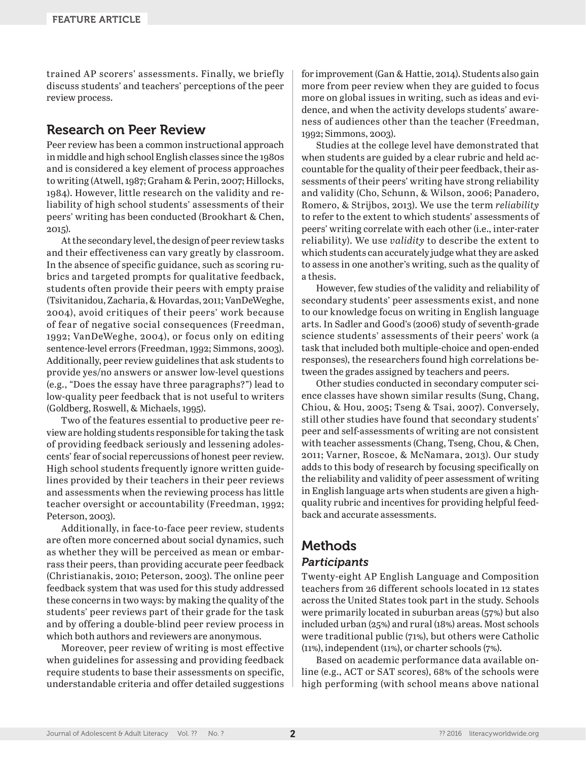trained AP scorers' assessments. Finally, we briefly discuss students' and teachers' perceptions of the peer review process.

## Research on Peer Review

Peer review has been a common instructional approach in middle and high school English classes since the 1980s and is considered a key element of process approaches to writing (Atwell, 1987; Graham & Perin, 2007; Hillocks, 1984). However, little research on the validity and reliability of high school students' assessments of their peers' writing has been conducted (Brookhart & Chen, 2015).

At the secondary level, the design of peer review tasks and their effectiveness can vary greatly by classroom. In the absence of specific guidance, such as scoring rubrics and targeted prompts for qualitative feedback, students often provide their peers with empty praise (Tsivitanidou, Zacharia, & Hovardas, 2011; VanDeWeghe, 2004), avoid critiques of their peers' work because of fear of negative social consequences (Freedman, 1992; VanDeWeghe, 2004), or focus only on editing sentence-level errors (Freedman, 1992; Simmons, 2003). Additionally, peer review guidelines that ask students to provide yes/no answers or answer low-level questions (e.g., "Does the essay have three paragraphs?") lead to low-quality peer feedback that is not useful to writers (Goldberg, Roswell, & Michaels, 1995).

Two of the features essential to productive peer review are holding students responsible for taking the task of providing feedback seriously and lessening adolescents' fear of social repercussions of honest peer review. High school students frequently ignore written guidelines provided by their teachers in their peer reviews and assessments when the reviewing process has little teacher oversight or accountability (Freedman, 1992; Peterson, 2003).

Additionally, in face-to-face peer review, students are often more concerned about social dynamics, such as whether they will be perceived as mean or embarrass their peers, than providing accurate peer feedback (Christianakis, 2010; Peterson, 2003). The online peer feedback system that was used for this study addressed these concerns in two ways: by making the quality of the students' peer reviews part of their grade for the task and by offering a double-blind peer review process in which both authors and reviewers are anonymous.

Moreover, peer review of writing is most effective when guidelines for assessing and providing feedback require students to base their assessments on specific, understandable criteria and offer detailed suggestions for improvement (Gan & Hattie, 2014). Students also gain more from peer review when they are guided to focus more on global issues in writing, such as ideas and evidence, and when the activity develops students' awareness of audiences other than the teacher (Freedman, 1992; Simmons, 2003).

Studies at the college level have demonstrated that when students are guided by a clear rubric and held accountable for the quality of their peer feedback, their assessments of their peers' writing have strong reliability and validity (Cho, Schunn, & Wilson, 2006; Panadero, Romero, & Strijbos, 2013). We use the term *reliability* to refer to the extent to which students' assessments of peers' writing correlate with each other (i.e., inter-rater reliability). We use *validity* to describe the extent to which students can accurately judge what they are asked to assess in one another's writing, such as the quality of a thesis.

However, few studies of the validity and reliability of secondary students' peer assessments exist, and none to our knowledge focus on writing in English language arts. In Sadler and Good's (2006) study of seventh-grade science students' assessments of their peers' work (a task that included both multiple-choice and open-ended responses), the researchers found high correlations between the grades assigned by teachers and peers.

Other studies conducted in secondary computer science classes have shown similar results (Sung, Chang, Chiou, & Hou, 2005; Tseng & Tsai, 2007). Conversely, still other studies have found that secondary students' peer and self-assessments of writing are not consistent with teacher assessments (Chang, Tseng, Chou, & Chen, 2011; Varner, Roscoe, & McNamara, 2013). Our study adds to this body of research by focusing specifically on the reliability and validity of peer assessment of writing in English language arts when students are given a high-quality rubric and incentives for providing helpful feedback and accurate assessments.

## Methods

### *Participants*

Twenty-eight AP English Language and Composition teachers from 26 different schools located in 12 states across the United States took part in the study. Schools were primarily located in suburban areas (57%) but also included urban (25%) and rural (18%) areas. Most schools were traditional public (71%), but others were Catholic (11%), independent (11%), or charter schools (7%).

Based on academic performance data available online (e.g., ACT or SAT scores), 68% of the schools were high performing (with school means above national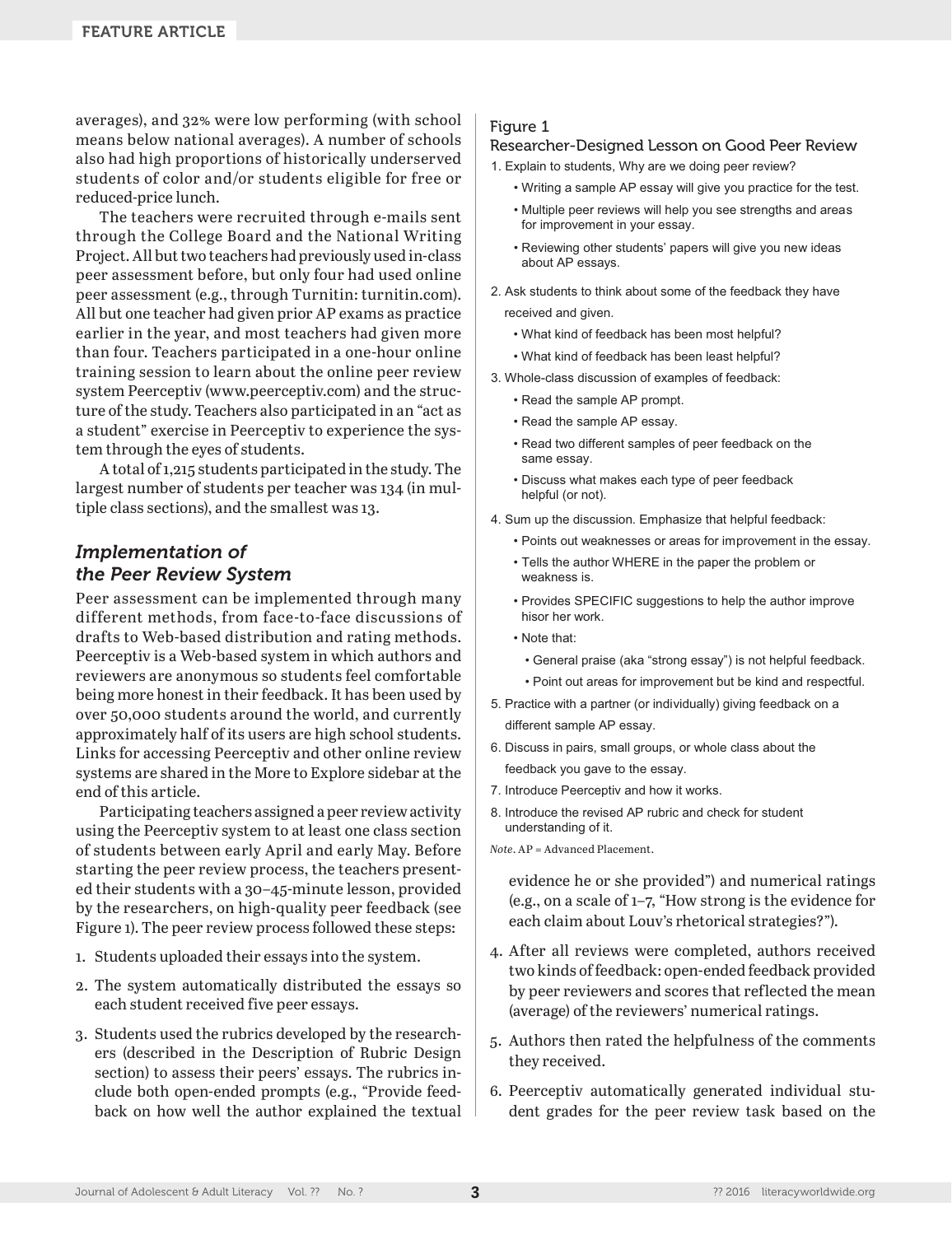averages), and 32% were low performing (with school means below national averages). A number of schools also had high proportions of historically underserved students of color and/or students eligible for free or reduced-price lunch.

The teachers were recruited through e-mails sent through the College Board and the National Writing Project. All but two teachers had previously used in-class peer assessment before, but only four had used online peer assessment (e.g., through Turnitin: turnitin.com). All but one teacher had given prior AP exams as practice earlier in the year, and most teachers had given more than four. Teachers participated in a one-hour online training session to learn about the online peer review system Peerceptiv (www.peerceptiv.com) and the structure of the study. Teachers also participated in an "act as a student" exercise in Peerceptiv to experience the system through the eyes of students.

A total of 1,215 students participated in the study. The largest number of students per teacher was 134 (in multiple class sections), and the smallest was 13.

## *Implementation of the Peer Review System*

Peer assessment can be implemented through many different methods, from face-to-face discussions of drafts to Web-based distribution and rating methods. Peerceptiv is a Web-based system in which authors and reviewers are anonymous so students feel comfortable being more honest in their feedback. It has been used by over 50,000 students around the world, and currently approximately half of its users are high school students. Links for accessing Peerceptiv and other online review systems are shared in the More to Explore sidebar at the end of this article.

Participating teachers assigned a peer review activity using the Peerceptiv system to at least one class section of students between early April and early May. Before starting the peer review process, the teachers presented their students with a 30–45-minute lesson, provided by the researchers, on high-quality peer feedback (see Figure 1). The peer review process followed these steps:

1. Students uploaded their essays into the system.
2. The system automatically distributed the essays so each student received five peer essays.
3. Students used the rubrics developed by the researchers (described in the Description of Rubric Design section) to assess their peers' essays. The rubrics include both open-ended prompts (e.g., "Provide feedback on how well the author explained the textual evidence he or she provided") and numerical ratings (e.g., on a scale of 1–7, "How strong is the evidence for each claim about Louv's rhetorical strategies?").
4. After all reviews were completed, authors received two kinds of feedback: open-ended feedback provided by peer reviewers and scores that reflected the mean (average) of the reviewers' numerical ratings.
5. Authors then rated the helpfulness of the comments they received.
6. Peerceptiv automatically generated individual student grades for the peer review task based on the

Figure 1

Researcher-Designed Lesson on Good Peer Review

1. Explain to students, Why are we doing peer review?
   - Writing a sample AP essay will give you practice for the test.
   - Multiple peer reviews will help you see strengths and areas for improvement in your essay.
   - Reviewing other students' papers will give you new ideas about AP essays.
2. Ask students to think about some of the feedback they have received and given.
   - What kind of feedback has been most helpful?
   - What kind of feedback has been least helpful?
3. Whole-class discussion of examples of feedback:
   - Read the sample AP prompt.
   - Read the sample AP essay.
   - Read two different samples of peer feedback on the same essay.
   - Discuss what makes each type of peer feedback helpful (or not).
4. Sum up the discussion. Emphasize that helpful feedback:
   - Points out weaknesses or areas for improvement in the essay.
   - Tells the author WHERE in the paper the problem or weakness is.
   - Provides SPECIFIC suggestions to help the author improve hisor her work.
   - Note that:
     - General praise (aka "strong essay") is not helpful feedback.
     - Point out areas for improvement but be kind and respectful.
5. Practice with a partner (or individually) giving feedback on a different sample AP essay.
6. Discuss in pairs, small groups, or whole class about the feedback you gave to the essay.
7. Introduce Peerceptiv and how it works.
8. Introduce the revised AP rubric and check for student understanding of it.

*Note*. AP = Advanced Placement.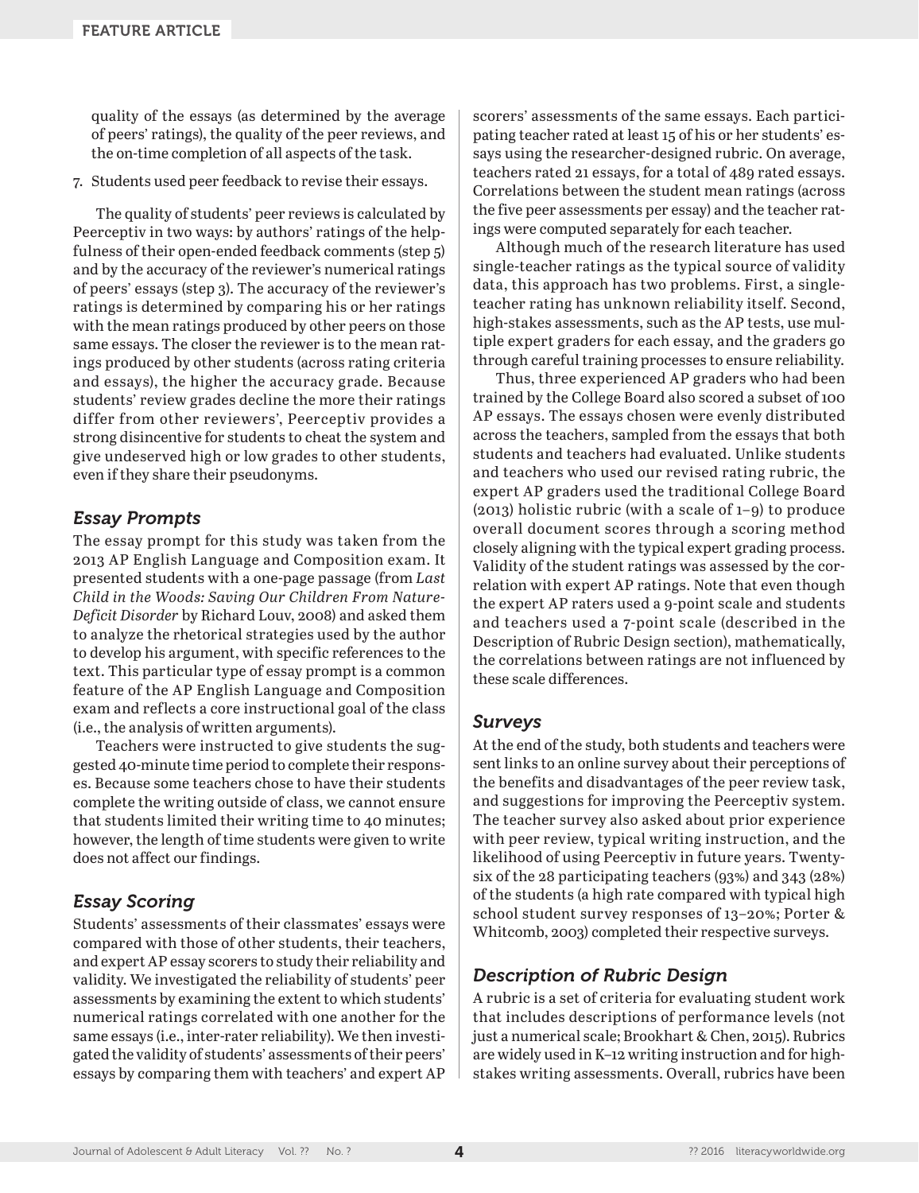quality of the essays (as determined by the average of peers' ratings), the quality of the peer reviews, and the on-time completion of all aspects of the task.

7. Students used peer feedback to revise their essays.

The quality of students' peer reviews is calculated by Peerceptiv in two ways: by authors' ratings of the helpfulness of their open-ended feedback comments (step 5) and by the accuracy of the reviewer's numerical ratings of peers' essays (step 3). The accuracy of the reviewer's ratings is determined by comparing his or her ratings with the mean ratings produced by other peers on those same essays. The closer the reviewer is to the mean ratings produced by other students (across rating criteria and essays), the higher the accuracy grade. Because students' review grades decline the more their ratings differ from other reviewers', Peerceptiv provides a strong disincentive for students to cheat the system and give undeserved high or low grades to other students, even if they share their pseudonyms.

## Essay Prompts

The essay prompt for this study was taken from the 2013 AP English Language and Composition exam. It presented students with a one-page passage (from *Last Child in the Woods: Saving Our Children From Nature-Deficit Disorder* by Richard Louv, 2008) and asked them to analyze the rhetorical strategies used by the author to develop his argument, with specific references to the text. This particular type of essay prompt is a common feature of the AP English Language and Composition exam and reflects a core instructional goal of the class (i.e., the analysis of written arguments).

Teachers were instructed to give students the suggested 40-minute time period to complete their responses. Because some teachers chose to have their students complete the writing outside of class, we cannot ensure that students limited their writing time to 40 minutes; however, the length of time students were given to write does not affect our findings.

## Essay Scoring

Students' assessments of their classmates' essays were compared with those of other students, their teachers, and expert AP essay scorers to study their reliability and validity. We investigated the reliability of students' peer assessments by examining the extent to which students' numerical ratings correlated with one another for the same essays (i.e., inter-rater reliability). We then investigated the validity of students' assessments of their peers' essays by comparing them with teachers' and expert AP scorers' assessments of the same essays. Each participating teacher rated at least 15 of his or her students' essays using the researcher-designed rubric. On average, teachers rated 21 essays, for a total of 489 rated essays. Correlations between the student mean ratings (across the five peer assessments per essay) and the teacher ratings were computed separately for each teacher.

Although much of the research literature has used single-teacher ratings as the typical source of validity data, this approach has two problems. First, a single-teacher rating has unknown reliability itself. Second, high-stakes assessments, such as the AP tests, use multiple expert graders for each essay, and the graders go through careful training processes to ensure reliability.

Thus, three experienced AP graders who had been trained by the College Board also scored a subset of 100 AP essays. The essays chosen were evenly distributed across the teachers, sampled from the essays that both students and teachers had evaluated. Unlike students and teachers who used our revised rating rubric, the expert AP graders used the traditional College Board (2013) holistic rubric (with a scale of 1–9) to produce overall document scores through a scoring method closely aligning with the typical expert grading process. Validity of the student ratings was assessed by the correlation with expert AP ratings. Note that even though the expert AP raters used a 9-point scale and students and teachers used a 7-point scale (described in the Description of Rubric Design section), mathematically, the correlations between ratings are not influenced by these scale differences.

## Surveys

At the end of the study, both students and teachers were sent links to an online survey about their perceptions of the benefits and disadvantages of the peer review task, and suggestions for improving the Peerceptiv system. The teacher survey also asked about prior experience with peer review, typical writing instruction, and the likelihood of using Peerceptiv in future years. Twenty-six of the 28 participating teachers (93%) and 343 (28%) of the students (a high rate compared with typical high school student survey responses of 13–20%; Porter & Whitcomb, 2003) completed their respective surveys.

## Description of Rubric Design

A rubric is a set of criteria for evaluating student work that includes descriptions of performance levels (not just a numerical scale; Brookhart & Chen, 2015). Rubrics are widely used in K–12 writing instruction and for high-stakes writing assessments. Overall, rubrics have been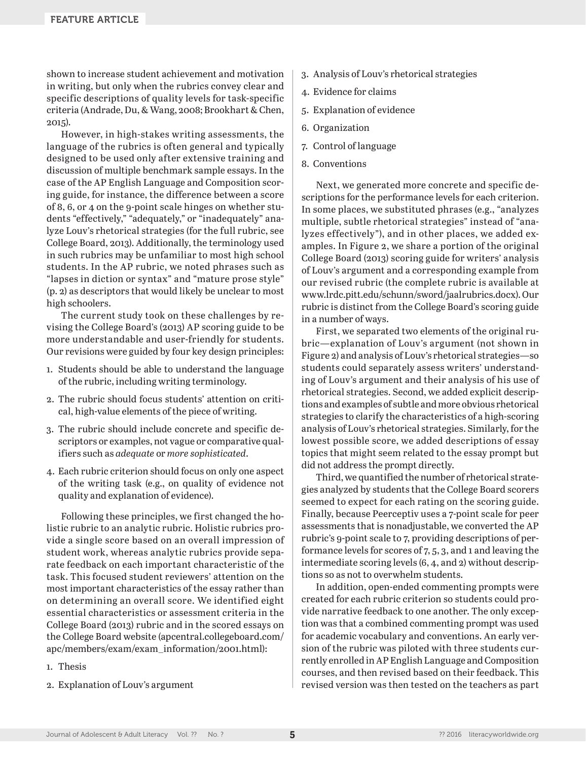shown to increase student achievement and motivation in writing, but only when the rubrics convey clear and specific descriptions of quality levels for task-specific criteria (Andrade, Du, & Wang, 2008; Brookhart & Chen, 2015).

However, in high-stakes writing assessments, the language of the rubrics is often general and typically designed to be used only after extensive training and discussion of multiple benchmark sample essays. In the case of the AP English Language and Composition scoring guide, for instance, the difference between a score of 8, 6, or 4 on the 9-point scale hinges on whether students "effectively," "adequately," or "inadequately" analyze Louv's rhetorical strategies (for the full rubric, see College Board, 2013). Additionally, the terminology used in such rubrics may be unfamiliar to most high school students. In the AP rubric, we noted phrases such as "lapses in diction or syntax" and "mature prose style" (p. 2) as descriptors that would likely be unclear to most high schoolers.

The current study took on these challenges by revising the College Board's (2013) AP scoring guide to be more understandable and user-friendly for students. Our revisions were guided by four key design principles:

1. Students should be able to understand the language of the rubric, including writing terminology.
2. The rubric should focus students' attention on critical, high-value elements of the piece of writing.
3. The rubric should include concrete and specific descriptors or examples, not vague or comparative qualifiers such as *adequate* or *more sophisticated*.
4. Each rubric criterion should focus on only one aspect of the writing task (e.g., on quality of evidence not quality and explanation of evidence).

Following these principles, we first changed the holistic rubric to an analytic rubric. Holistic rubrics provide a single score based on an overall impression of student work, whereas analytic rubrics provide separate feedback on each important characteristic of the task. This focused student reviewers' attention on the most important characteristics of the essay rather than on determining an overall score. We identified eight essential characteristics or assessment criteria in the College Board (2013) rubric and in the scored essays on the College Board website (apcentral.collegeboard.com/apc/members/exam/exam_information/2001.html):

1. Thesis
2. Explanation of Louv's argument
3. Analysis of Louv's rhetorical strategies
4. Evidence for claims
5. Explanation of evidence
6. Organization
7. Control of language
8. Conventions

Next, we generated more concrete and specific descriptions for the performance levels for each criterion. In some places, we substituted phrases (e.g., "analyzes multiple, subtle rhetorical strategies" instead of "analyzes effectively"), and in other places, we added examples. In Figure 2, we share a portion of the original College Board (2013) scoring guide for writers' analysis of Louv's argument and a corresponding example from our revised rubric (the complete rubric is available at www.lrdc.pitt.edu/schunn/sword/jaalrubrics.docx). Our rubric is distinct from the College Board's scoring guide in a number of ways.

First, we separated two elements of the original rubric—explanation of Louv's argument (not shown in Figure 2) and analysis of Louv's rhetorical strategies—so students could separately assess writers' understanding of Louv's argument and their analysis of his use of rhetorical strategies. Second, we added explicit descriptions and examples of subtle and more obvious rhetorical strategies to clarify the characteristics of a high-scoring analysis of Louv's rhetorical strategies. Similarly, for the lowest possible score, we added descriptions of essay topics that might seem related to the essay prompt but did not address the prompt directly.

Third, we quantified the number of rhetorical strategies analyzed by students that the College Board scorers seemed to expect for each rating on the scoring guide. Finally, because Peerceptiv uses a 7-point scale for peer assessments that is nonadjustable, we converted the AP rubric's 9-point scale to 7, providing descriptions of performance levels for scores of 7, 5, 3, and 1 and leaving the intermediate scoring levels (6, 4, and 2) without descriptions so as not to overwhelm students.

In addition, open-ended commenting prompts were created for each rubric criterion so students could provide narrative feedback to one another. The only exception was that a combined commenting prompt was used for academic vocabulary and conventions. An early version of the rubric was piloted with three students currently enrolled in AP English Language and Composition courses, and then revised based on their feedback. This revised version was then tested on the teachers as part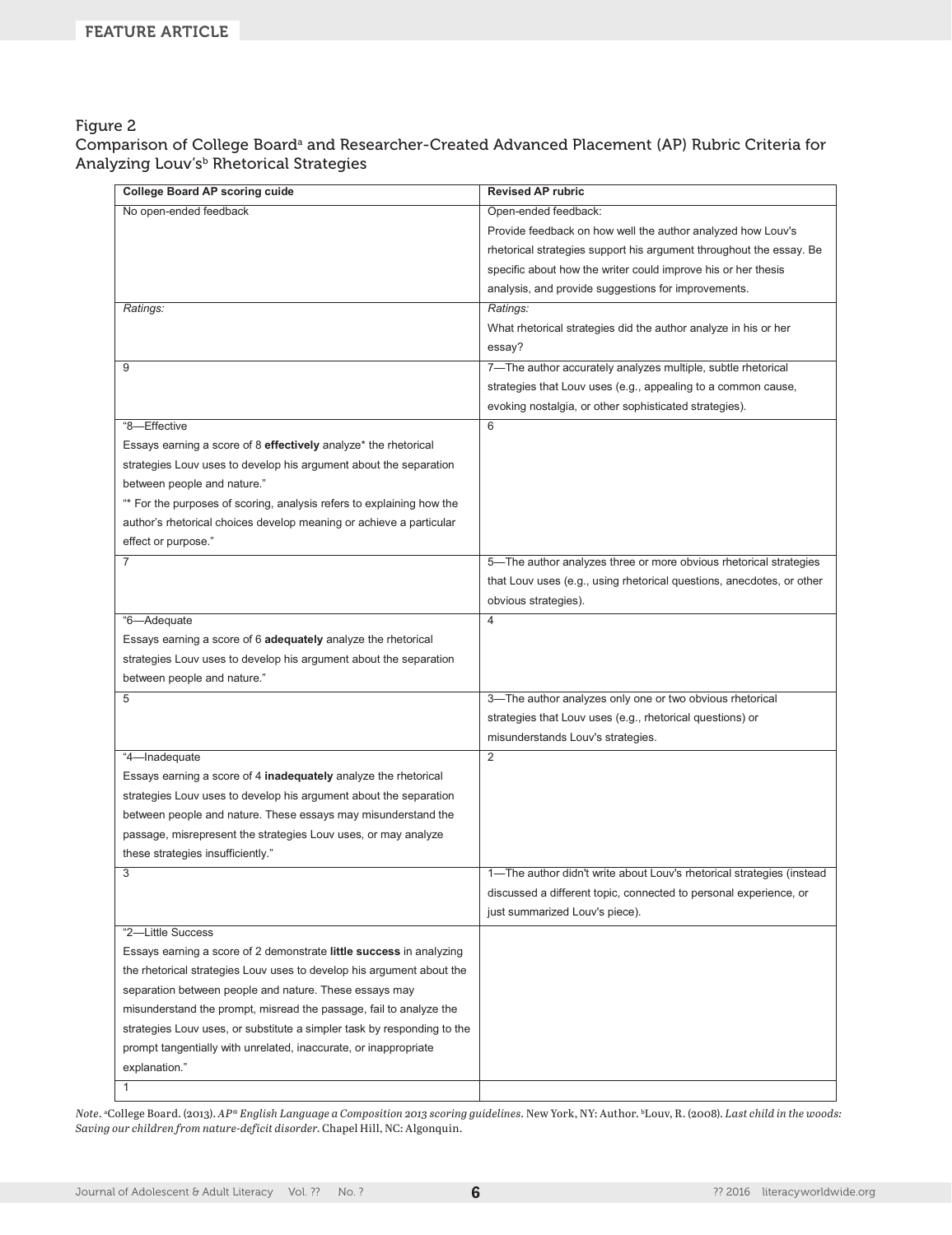Figure 2
Comparison of College Board[a] and Researcher-Created Advanced Placement (AP) Rubric Criteria for Analyzing Louv's[b] Rhetorical Strategies

| College Board AP scoring guide | Revised AP rubric |
|---|---|
| No open-ended feedback | Open-ended feedback:<br>Provide feedback on how well the author analyzed how Louv's rhetorical strategies support his argument throughout the essay. Be specific about how the writer could improve his or her thesis analysis, and provide suggestions for improvements. |
| *Ratings:* | *Ratings:*<br>What rhetorical strategies did the author analyze in his or her essay? |
| 9 | 7—The author accurately analyzes multiple, subtle rhetorical strategies that Louv uses (e.g., appealing to a common cause, evoking nostalgia, or other sophisticated strategies). |
| "8—Effective<br>Essays earning a score of 8 **effectively** analyze* the rhetorical strategies Louv uses to develop his argument about the separation between people and nature."<br>"* For the purposes of scoring, analysis refers to explaining how the author's rhetorical choices develop meaning or achieve a particular effect or purpose." | 6 |
| 7 | 5—The author analyzes three or more obvious rhetorical strategies that Louv uses (e.g., using rhetorical questions, anecdotes, or other obvious strategies). |
| "6—Adequate<br>Essays earning a score of 6 **adequately** analyze the rhetorical strategies Louv uses to develop his argument about the separation between people and nature." | 4 |
| 5 | 3—The author analyzes only one or two obvious rhetorical strategies that Louv uses (e.g., rhetorical questions) or misunderstands Louv's strategies. |
| "4—Inadequate<br>Essays earning a score of 4 **inadequately** analyze the rhetorical strategies Louv uses to develop his argument about the separation between people and nature. These essays may misunderstand the passage, misrepresent the strategies Louv uses, or may analyze these strategies insufficiently." | 2 |
| 3 | 1—The author didn't write about Louv's rhetorical strategies (instead discussed a different topic, connected to personal experience, or just summarized Louv's piece). |
| "2—Little Success<br>Essays earning a score of 2 demonstrate **little success** in analyzing the rhetorical strategies Louv uses to develop his argument about the separation between people and nature. These essays may misunderstand the prompt, misread the passage, fail to analyze the strategies Louv uses, or substitute a simpler task by responding to the prompt tangentially with unrelated, inaccurate, or inappropriate explanation." | |
| 1 | |

*Note*. [a]College Board. (2013). *AP® English Language a Composition 2013 scoring guidelines*. New York, NY: Author. [b]Louv, R. (2008). *Last child in the woods: Saving our children from nature-deficit disorder*. Chapel Hill, NC: Algonquin.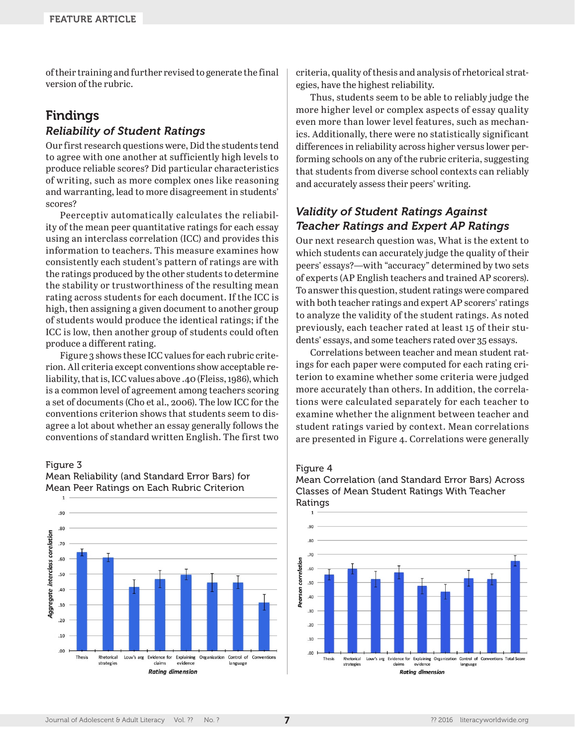of their training and further revised to generate the final version of the rubric.

## Findings

### *Reliability of Student Ratings*

Our first research questions were, Did the students tend to agree with one another at sufficiently high levels to produce reliable scores? Did particular characteristics of writing, such as more complex ones like reasoning and warranting, lead to more disagreement in students' scores?

Peerceptiv automatically calculates the reliability of the mean peer quantitative ratings for each essay using an interclass correlation (ICC) and provides this information to teachers. This measure examines how consistently each student's pattern of ratings are with the ratings produced by the other students to determine the stability or trustworthiness of the resulting mean rating across students for each document. If the ICC is high, then assigning a given document to another group of students would produce the identical ratings; if the ICC is low, then another group of students could often produce a different rating.

Figure 3 shows these ICC values for each rubric criterion. All criteria except conventions show acceptable reliability, that is, ICC values above .40 (Fleiss, 1986), which is a common level of agreement among teachers scoring a set of documents (Cho et al., 2006). The low ICC for the conventions criterion shows that students seem to disagree a lot about whether an essay generally follows the conventions of standard written English. The first two criteria, quality of thesis and analysis of rhetorical strategies, have the highest reliability.

Thus, students seem to be able to reliably judge the more higher level or complex aspects of essay quality even more than lower level features, such as mechanics. Additionally, there were no statistically significant differences in reliability across higher versus lower performing schools on any of the rubric criteria, suggesting that students from diverse school contexts can reliably and accurately assess their peers' writing.

Figure 3
Mean Reliability (and Standard Error Bars) for Mean Peer Ratings on Each Rubric Criterion

### *Validity of Student Ratings Against Teacher Ratings and Expert AP Ratings*

Our next research question was, What is the extent to which students can accurately judge the quality of their peers' essays?—with "accuracy" determined by two sets of experts (AP English teachers and trained AP scorers). To answer this question, student ratings were compared with both teacher ratings and expert AP scorers' ratings to analyze the validity of the student ratings. As noted previously, each teacher rated at least 15 of their students' essays, and some teachers rated over 35 essays.

Correlations between teacher and mean student ratings for each paper were computed for each rating criterion to examine whether some criteria were judged more accurately than others. In addition, the correlations were calculated separately for each teacher to examine whether the alignment between teacher and student ratings varied by context. Mean correlations are presented in Figure 4. Correlations were generally

Figure 4
Mean Correlation (and Standard Error Bars) Across Classes of Mean Student Ratings With Teacher Ratings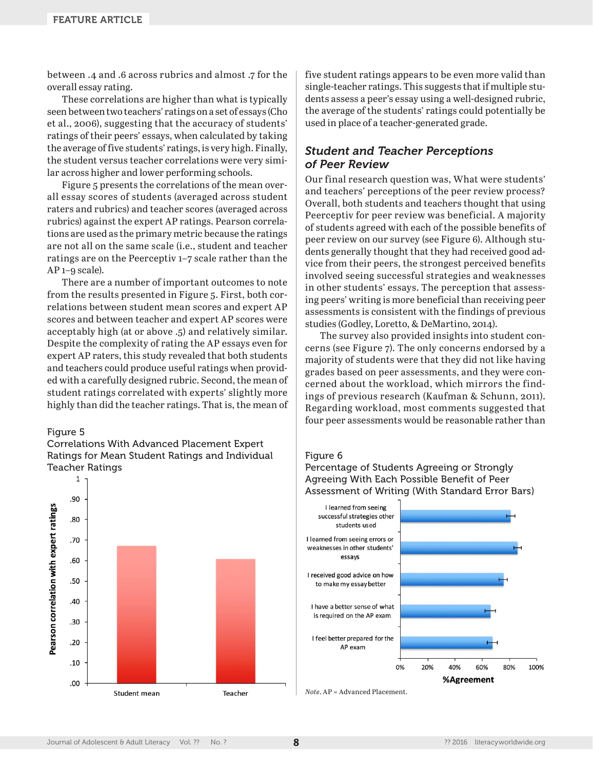between .4 and .6 across rubrics and almost .7 for the overall essay rating.

These correlations are higher than what is typically seen between two teachers' ratings on a set of essays (Cho et al., 2006), suggesting that the accuracy of students' ratings of their peers' essays, when calculated by taking the average of five students' ratings, is very high. Finally, the student versus teacher correlations were very similar across higher and lower performing schools.

Figure 5 presents the correlations of the mean overall essay scores of students (averaged across student raters and rubrics) and teacher scores (averaged across rubrics) against the expert AP ratings. Pearson correlations are used as the primary metric because the ratings are not all on the same scale (i.e., student and teacher ratings are on the Peerceptiv 1–7 scale rather than the AP 1–9 scale).

There are a number of important outcomes to note from the results presented in Figure 5. First, both correlations between student mean scores and expert AP scores and between teacher and expert AP scores were acceptably high (at or above .5) and relatively similar. Despite the complexity of rating the AP essays even for expert AP raters, this study revealed that both students and teachers could produce useful ratings when provided with a carefully designed rubric. Second, the mean of student ratings correlated with experts' slightly more highly than did the teacher ratings. That is, the mean of five student ratings appears to be even more valid than single-teacher ratings. This suggests that if multiple students assess a peer's essay using a well-designed rubric, the average of the students' ratings could potentially be used in place of a teacher-generated grade.

Figure 5
Correlations With Advanced Placement Expert Ratings for Mean Student Ratings and Individual Teacher Ratings

## *Student and Teacher Perceptions of Peer Review*

Our final research question was, What were students' and teachers' perceptions of the peer review process? Overall, both students and teachers thought that using Peerceptiv for peer review was beneficial. A majority of students agreed with each of the possible benefits of peer review on our survey (see Figure 6). Although students generally thought that they had received good advice from their peers, the strongest perceived benefits involved seeing successful strategies and weaknesses in other students' essays. The perception that assessing peers' writing is more beneficial than receiving peer assessments is consistent with the findings of previous studies (Godley, Loretto, & DeMartino, 2014).

The survey also provided insights into student concerns (see Figure 7). The only concerns endorsed by a majority of students were that they did not like having grades based on peer assessments, and they were concerned about the workload, which mirrors the findings of previous research (Kaufman & Schunn, 2011). Regarding workload, most comments suggested that four peer assessments would be reasonable rather than

Figure 6
Percentage of Students Agreeing or Strongly Agreeing With Each Possible Benefit of Peer Assessment of Writing (With Standard Error Bars)

*Note*. AP = Advanced Placement.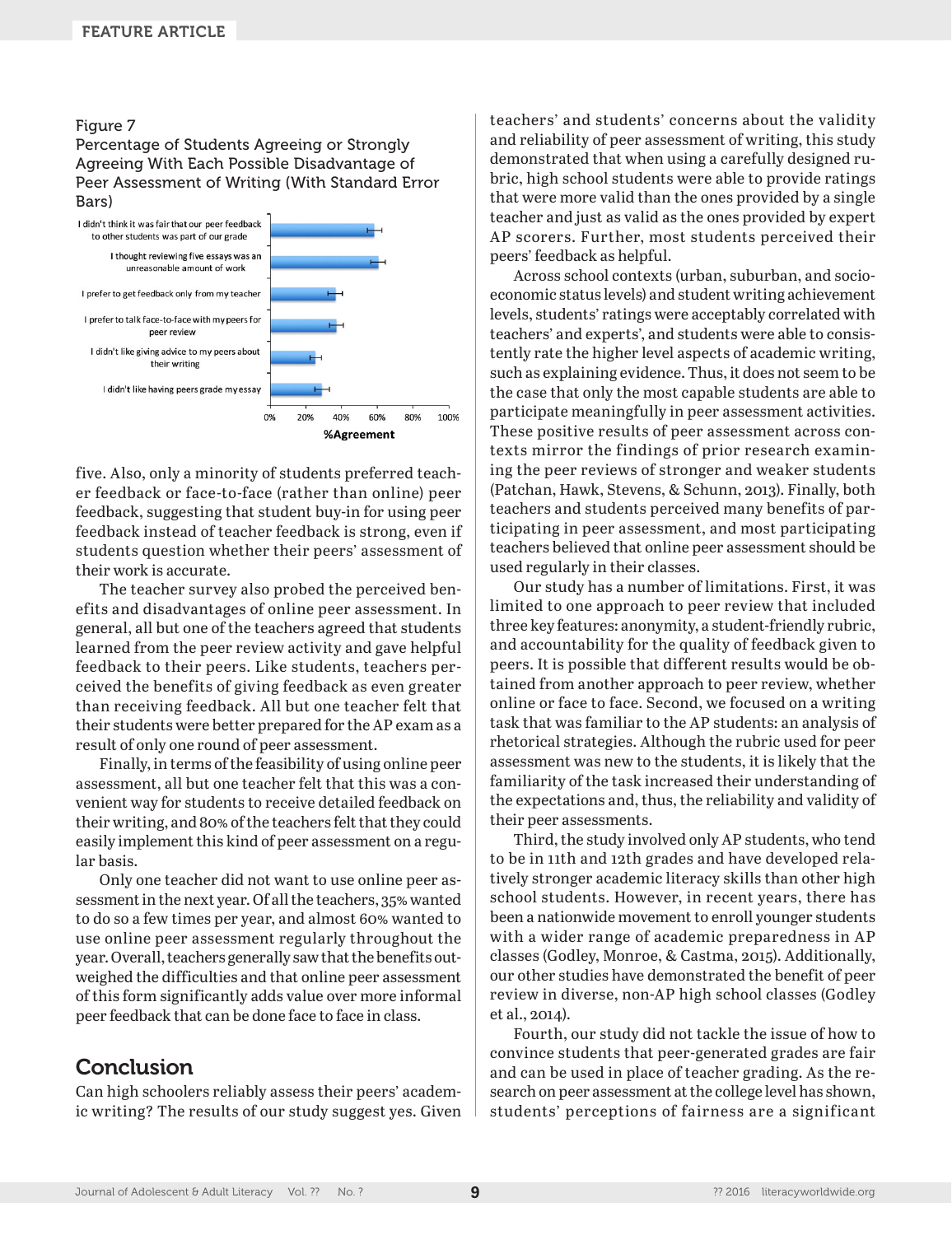Figure 7
Percentage of Students Agreeing or Strongly Agreeing With Each Possible Disadvantage of Peer Assessment of Writing (With Standard Error Bars)

| Possible disadvantage | %Agreement (approx.) |
|---|---|
| I didn't think it was fair that our peer feedback to other students was part of our grade | ~58% |
| I thought reviewing five essays was an unreasonable amount of work | ~60% |
| I prefer to get feedback only from my teacher | ~37% |
| I prefer to talk face-to-face with my peers for peer review | ~37% |
| I didn't like giving advice to my peers about their writing | ~25% |
| I didn't like having peers grade my essay | ~29% |

five. Also, only a minority of students preferred teacher feedback or face-to-face (rather than online) peer feedback, suggesting that student buy-in for using peer feedback instead of teacher feedback is strong, even if students question whether their peers' assessment of their work is accurate.

The teacher survey also probed the perceived benefits and disadvantages of online peer assessment. In general, all but one of the teachers agreed that students learned from the peer review activity and gave helpful feedback to their peers. Like students, teachers perceived the benefits of giving feedback as even greater than receiving feedback. All but one teacher felt that their students were better prepared for the AP exam as a result of only one round of peer assessment.

Finally, in terms of the feasibility of using online peer assessment, all but one teacher felt that this was a convenient way for students to receive detailed feedback on their writing, and 80% of the teachers felt that they could easily implement this kind of peer assessment on a regular basis.

Only one teacher did not want to use online peer assessment in the next year. Of all the teachers, 35% wanted to do so a few times per year, and almost 60% wanted to use online peer assessment regularly throughout the year. Overall, teachers generally saw that the benefits outweighed the difficulties and that online peer assessment of this form significantly adds value over more informal peer feedback that can be done face to face in class.

## Conclusion

Can high schoolers reliably assess their peers' academic writing? The results of our study suggest yes. Given teachers' and students' concerns about the validity and reliability of peer assessment of writing, this study demonstrated that when using a carefully designed rubric, high school students were able to provide ratings that were more valid than the ones provided by a single teacher and just as valid as the ones provided by expert AP scorers. Further, most students perceived their peers' feedback as helpful.

Across school contexts (urban, suburban, and socioeconomic status levels) and student writing achievement levels, students' ratings were acceptably correlated with teachers' and experts', and students were able to consistently rate the higher level aspects of academic writing, such as explaining evidence. Thus, it does not seem to be the case that only the most capable students are able to participate meaningfully in peer assessment activities. These positive results of peer assessment across contexts mirror the findings of prior research examining the peer reviews of stronger and weaker students (Patchan, Hawk, Stevens, & Schunn, 2013). Finally, both teachers and students perceived many benefits of participating in peer assessment, and most participating teachers believed that online peer assessment should be used regularly in their classes.

Our study has a number of limitations. First, it was limited to one approach to peer review that included three key features: anonymity, a student-friendly rubric, and accountability for the quality of feedback given to peers. It is possible that different results would be obtained from another approach to peer review, whether online or face to face. Second, we focused on a writing task that was familiar to the AP students: an analysis of rhetorical strategies. Although the rubric used for peer assessment was new to the students, it is likely that the familiarity of the task increased their understanding of the expectations and, thus, the reliability and validity of their peer assessments.

Third, the study involved only AP students, who tend to be in 11th and 12th grades and have developed relatively stronger academic literacy skills than other high school students. However, in recent years, there has been a nationwide movement to enroll younger students with a wider range of academic preparedness in AP classes (Godley, Monroe, & Castma, 2015). Additionally, our other studies have demonstrated the benefit of peer review in diverse, non-AP high school classes (Godley et al., 2014).

Fourth, our study did not tackle the issue of how to convince students that peer-generated grades are fair and can be used in place of teacher grading. As the research on peer assessment at the college level has shown, students' perceptions of fairness are a significant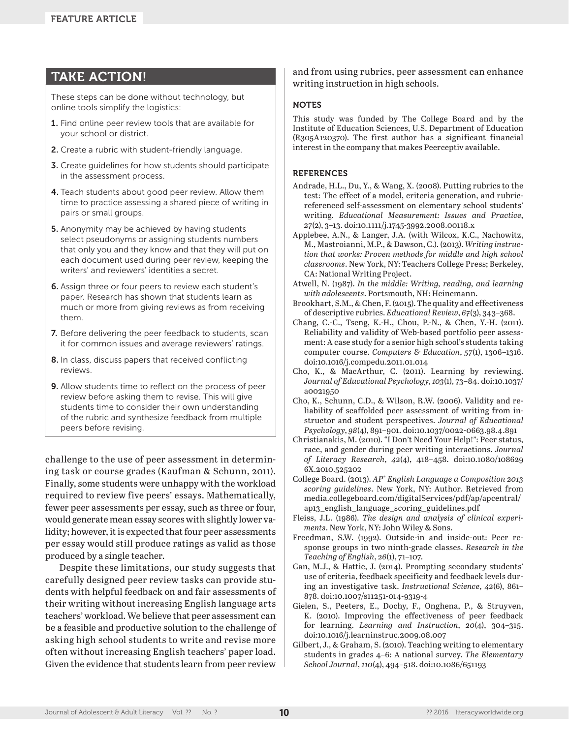## TAKE ACTION!

These steps can be done without technology, but online tools simplify the logistics:

1. Find online peer review tools that are available for your school or district.
2. Create a rubric with student-friendly language.
3. Create guidelines for how students should participate in the assessment process.
4. Teach students about good peer review. Allow them time to practice assessing a shared piece of writing in pairs or small groups.
5. Anonymity may be achieved by having students select pseudonyms or assigning students numbers that only you and they know and that they will put on each document used during peer review, keeping the writers' and reviewers' identities a secret.
6. Assign three or four peers to review each student's paper. Research has shown that students learn as much or more from giving reviews as from receiving them.
7. Before delivering the peer feedback to students, scan it for common issues and average reviewers' ratings.
8. In class, discuss papers that received conflicting reviews.
9. Allow students time to reflect on the process of peer review before asking them to revise. This will give students time to consider their own understanding of the rubric and synthesize feedback from multiple peers before revising.

challenge to the use of peer assessment in determining task or course grades (Kaufman & Schunn, 2011). Finally, some students were unhappy with the workload required to review five peers' essays. Mathematically, fewer peer assessments per essay, such as three or four, would generate mean essay scores with slightly lower validity; however, it is expected that four peer assessments per essay would still produce ratings as valid as those produced by a single teacher.

Despite these limitations, our study suggests that carefully designed peer review tasks can provide students with helpful feedback on and fair assessments of their writing without increasing English language arts teachers' workload. We believe that peer assessment can be a feasible and productive solution to the challenge of asking high school students to write and revise more often without increasing English teachers' paper load. Given the evidence that students learn from peer review and from using rubrics, peer assessment can enhance writing instruction in high schools.

### NOTES

This study was funded by The College Board and by the Institute of Education Sciences, U.S. Department of Education (R305A120370). The first author has a significant financial interest in the company that makes Peerceptiv available.

### REFERENCES

Andrade, H.L., Du, Y., & Wang, X. (2008). Putting rubrics to the test: The effect of a model, criteria generation, and rubric-referenced self-assessment on elementary school students' writing. *Educational Measurement: Issues and Practice*, *27*(2), 3–13. doi:10.1111/j.1745-3992.2008.00118.x

Applebee, A.N., & Langer, J.A. (with Wilcox, K.C., Nachowitz, M., Mastroianni, M.P., & Dawson, C.). (2013). *Writing instruction that works: Proven methods for middle and high school classrooms*. New York, NY: Teachers College Press; Berkeley, CA: National Writing Project.

Atwell, N. (1987). *In the middle: Writing, reading, and learning with adolescents*. Portsmouth, NH: Heinemann.

Brookhart, S.M., & Chen, F. (2015). The quality and effectiveness of descriptive rubrics. *Educational Review*, *67*(3), 343–368.

Chang, C.-C., Tseng, K.-H., Chou, P.-N., & Chen, Y.-H. (2011). Reliability and validity of Web-based portfolio peer assessment: A case study for a senior high school's students taking computer course. *Computers & Education*, *57*(1), 1306–1316. doi:10.1016/j.compedu.2011.01.014

Cho, K., & MacArthur, C. (2011). Learning by reviewing. *Journal of Educational Psychology*, *103*(1), 73–84. doi:10.1037/a0021950

Cho, K., Schunn, C.D., & Wilson, R.W. (2006). Validity and reliability of scaffolded peer assessment of writing from instructor and student perspectives. *Journal of Educational Psychology*, *98*(4), 891–901. doi:10.1037/0022-0663.98.4.891

Christianakis, M. (2010). "I Don't Need Your Help!": Peer status, race, and gender during peer writing interactions. *Journal of Literacy Research*, *42*(4), 418–458. doi:10.1080/1086296X.2010.525202

College Board. (2013). *AP® English Language a Composition 2013 scoring guidelines*. New York, NY: Author. Retrieved from media.collegeboard.com/digitalServices/pdf/ap/apcentral/ap13_english_language_scoring_guidelines.pdf

Fleiss, J.L. (1986). *The design and analysis of clinical experiments*. New York, NY: John Wiley & Sons.

Freedman, S.W. (1992). Outside-in and inside-out: Peer response groups in two ninth-grade classes. *Research in the Teaching of English*, *26*(1), 71–107.

Gan, M.J., & Hattie, J. (2014). Prompting secondary students' use of criteria, feedback specificity and feedback levels during an investigative task. *Instructional Science*, *42*(6), 861–878. doi:10.1007/s11251-014-9319-4

Gielen, S., Peeters, E., Dochy, F., Onghena, P., & Struyven, K. (2010). Improving the effectiveness of peer feedback for learning. *Learning and Instruction*, *20*(4), 304–315. doi:10.1016/j.learninstruc.2009.08.007

Gilbert, J., & Graham, S. (2010). Teaching writing to elementary students in grades 4–6: A national survey. *The Elementary School Journal*, *110*(4), 494–518. doi:10.1086/651193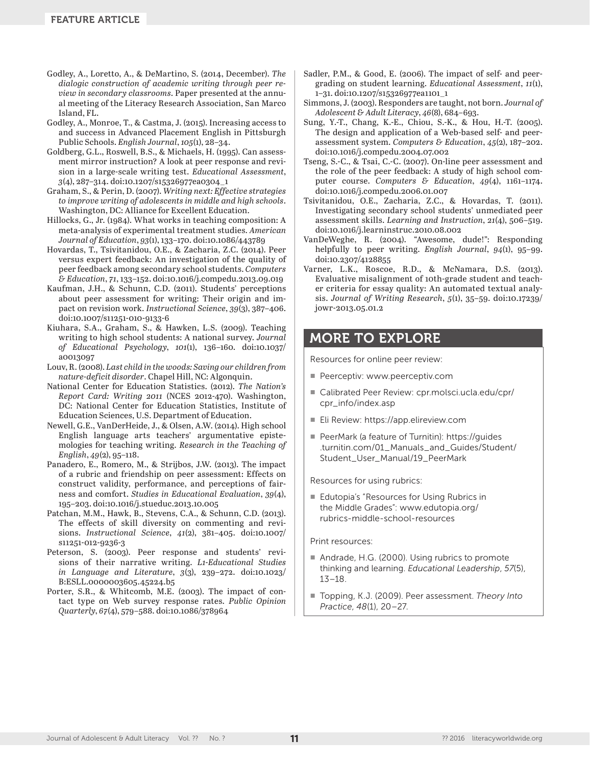Godley, A., Loretto, A., & DeMartino, S. (2014, December). *The dialogic construction of academic writing through peer review in secondary classrooms*. Paper presented at the annual meeting of the Literacy Research Association, San Marco Island, FL.

Godley, A., Monroe, T., & Castma, J. (2015). Increasing access to and success in Advanced Placement English in Pittsburgh Public Schools. *English Journal*, *105*(1), 28–34.

Goldberg, G.L., Roswell, B.S., & Michaels, H. (1995). Can assessment mirror instruction? A look at peer response and revision in a large-scale writing test. *Educational Assessment*, *3*(4), 287–314. doi:10.1207/s15326977ea0304_1

Graham, S., & Perin, D. (2007). *Writing next: Effective strategies to improve writing of adolescents in middle and high schools*. Washington, DC: Alliance for Excellent Education.

Hillocks, G., Jr. (1984). What works in teaching composition: A meta-analysis of experimental treatment studies. *American Journal of Education*, *93*(1), 133–170. doi:10.1086/443789

Hovardas, T., Tsivitanidou, O.E., & Zacharia, Z.C. (2014). Peer versus expert feedback: An investigation of the quality of peer feedback among secondary school students. *Computers & Education*, *71*, 133–152. doi:10.1016/j.compedu.2013.09.019

Kaufman, J.H., & Schunn, C.D. (2011). Students' perceptions about peer assessment for writing: Their origin and impact on revision work. *Instructional Science*, *39*(3), 387–406. doi:10.1007/s11251-010-9133-6

Kiuhara, S.A., Graham, S., & Hawken, L.S. (2009). Teaching writing to high school students: A national survey. *Journal of Educational Psychology*, *101*(1), 136–160. doi:10.1037/a0013097

Louv, R. (2008). *Last child in the woods: Saving our children from nature-deficit disorder*. Chapel Hill, NC: Algonquin.

National Center for Education Statistics. (2012). *The Nation's Report Card: Writing 2011* (NCES 2012-470). Washington, DC: National Center for Education Statistics, Institute of Education Sciences, U.S. Department of Education.

Newell, G.E., VanDerHeide, J., & Olsen, A.W. (2014). High school English language arts teachers' argumentative epistemologies for teaching writing. *Research in the Teaching of English*, *49*(2), 95–118.

Panadero, E., Romero, M., & Strijbos, J.W. (2013). The impact of a rubric and friendship on peer assessment: Effects on construct validity, performance, and perceptions of fairness and comfort. *Studies in Educational Evaluation*, *39*(4), 195–203. doi:10.1016/j.stueduc.2013.10.005

Patchan, M.M., Hawk, B., Stevens, C.A., & Schunn, C.D. (2013). The effects of skill diversity on commenting and revisions. *Instructional Science*, *41*(2), 381–405. doi:10.1007/s11251-012-9236-3

Peterson, S. (2003). Peer response and students' revisions of their narrative writing. *L1-Educational Studies in Language and Literature*, *3*(3), 239–272. doi:10.1023/B:ESLL.0000003605.45224.b5

Porter, S.R., & Whitcomb, M.E. (2003). The impact of contact type on Web survey response rates. *Public Opinion Quarterly*, *67*(4), 579–588. doi:10.1086/378964

Sadler, P.M., & Good, E. (2006). The impact of self- and peer-grading on student learning. *Educational Assessment*, *11*(1), 1–31. doi:10.1207/s15326977ea1101_1

Simmons, J. (2003). Responders are taught, not born. *Journal of Adolescent & Adult Literacy*, *46*(8), 684–693.

Sung, Y.-T., Chang, K.-E., Chiou, S.-K., & Hou, H.-T. (2005). The design and application of a Web-based self- and peer-assessment system. *Computers & Education*, *45*(2), 187–202. doi:10.1016/j.compedu.2004.07.002

Tseng, S.-C., & Tsai, C.-C. (2007). On-line peer assessment and the role of the peer feedback: A study of high school computer course. *Computers & Education*, *49*(4), 1161–1174. doi:10.1016/j.compedu.2006.01.007

Tsivitanidou, O.E., Zacharia, Z.C., & Hovardas, T. (2011). Investigating secondary school students' unmediated peer assessment skills. *Learning and Instruction*, *21*(4), 506–519. doi:10.1016/j.learninstruc.2010.08.002

VanDeWeghe, R. (2004). "Awesome, dude!": Responding helpfully to peer writing. *English Journal*, *94*(1), 95–99. doi:10.2307/4128855

Varner, L.K., Roscoe, R.D., & McNamara, D.S. (2013). Evaluative misalignment of 10th-grade student and teacher criteria for essay quality: An automated textual analysis. *Journal of Writing Research*, *5*(1), 35–59. doi:10.17239/jowr-2013.05.01.2

## MORE TO EXPLORE

Resources for online peer review:

- Peerceptiv: www.peerceptiv.com
- Calibrated Peer Review: cpr.molsci.ucla.edu/cpr/cpr_info/index.asp
- Eli Review: https://app.elireview.com
- PeerMark (a feature of Turnitin): https://guides.turnitin.com/01_Manuals_and_Guides/Student/Student_User_Manual/19_PeerMark

Resources for using rubrics:

- Edutopia's "Resources for Using Rubrics in the Middle Grades": www.edutopia.org/rubrics-middle-school-resources

Print resources:

- Andrade, H.G. (2000). Using rubrics to promote thinking and learning. *Educational Leadership*, *57*(5), 13–18.
- Topping, K.J. (2009). Peer assessment. *Theory Into Practice*, *48*(1), 20–27.